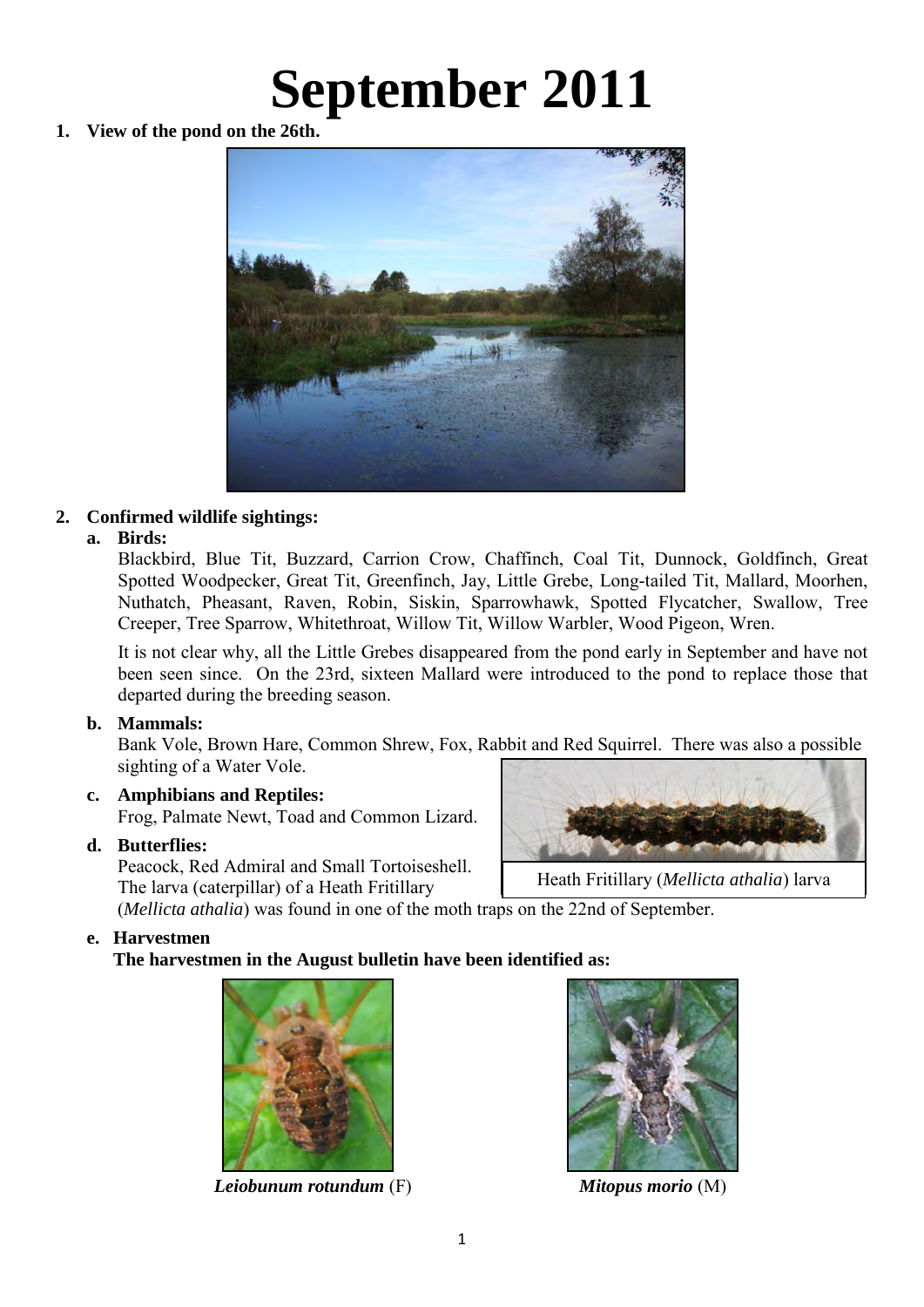# September 2011

1. **View of the pond on the 26th.**

2. **Confirmed wildlife sightings:**

   a. **Birds:**

   Blackbird, Blue Tit, Buzzard, Carrion Crow, Chaffinch, Coal Tit, Dunnock, Goldfinch, Great Spotted Woodpecker, Great Tit, Greenfinch, Jay, Little Grebe, Long-tailed Tit, Mallard, Moorhen, Nuthatch, Pheasant, Raven, Robin, Siskin, Sparrowhawk, Spotted Flycatcher, Swallow, Tree Creeper, Tree Sparrow, Whitethroat, Willow Tit, Willow Warbler, Wood Pigeon, Wren.

   It is not clear why, all the Little Grebes disappeared from the pond early in September and have not been seen since. On the 23rd, sixteen Mallard were introduced to the pond to replace those that departed during the breeding season.

   b. **Mammals:**

   Bank Vole, Brown Hare, Common Shrew, Fox, Rabbit and Red Squirrel. There was also a possible sighting of a Water Vole.

   c. **Amphibians and Reptiles:**

   Frog, Palmate Newt, Toad and Common Lizard.

   d. **Butterflies:**

   Peacock, Red Admiral and Small Tortoiseshell. The larva (caterpillar) of a Heath Fritillary (*Mellicta athalia*) was found in one of the moth traps on the 22nd of September.

   Heath Fritillary (*Mellicta athalia*) larva

   e. **Harvestmen**

   **The harvestmen in the August bulletin have been identified as:**

   ***Leiobunum rotundum*** (F)

   ***Mitopus morio*** (M)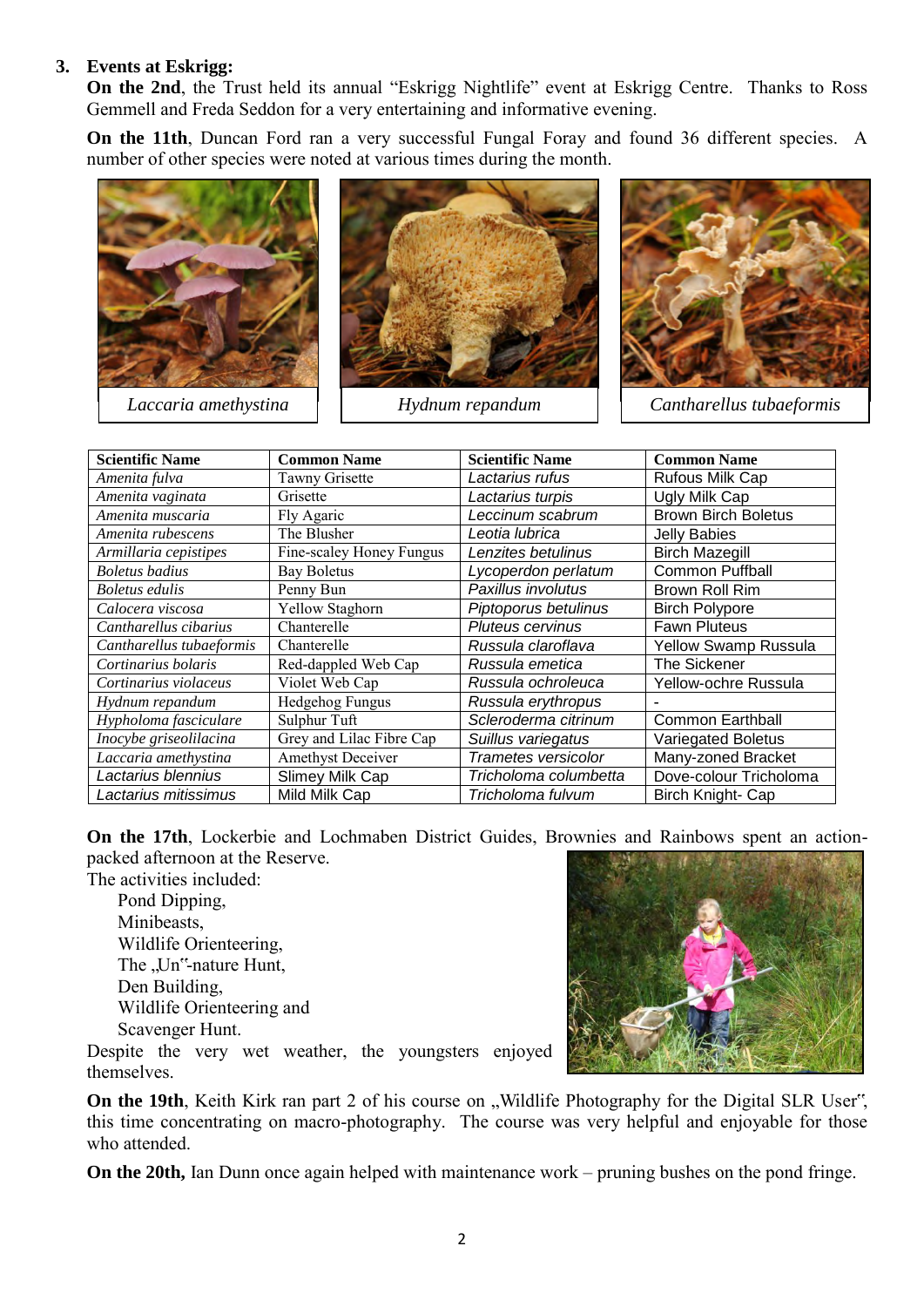3. **Events at Eskrigg:**

**On the 2nd**, the Trust held its annual "Eskrigg Nightlife" event at Eskrigg Centre. Thanks to Ross Gemmell and Freda Seddon for a very entertaining and informative evening.

**On the 11th**, Duncan Ford ran a very successful Fungal Foray and found 36 different species. A number of other species were noted at various times during the month.

*Laccaria amethystina*

*Hydnum repandum*

*Cantharellus tubaeformis*

| Scientific Name | Common Name | Scientific Name | Common Name |
|---|---|---|---|
| *Amenita fulva* | Tawny Grisette | *Lactarius rufus* | Rufous Milk Cap |
| *Amenita vaginata* | Grisette | *Lactarius turpis* | Ugly Milk Cap |
| *Amenita muscaria* | Fly Agaric | *Leccinum scabrum* | Brown Birch Boletus |
| *Amenita rubescens* | The Blusher | *Leotia lubrica* | Jelly Babies |
| *Armillaria cepistipes* | Fine-scaley Honey Fungus | *Lenzites betulinus* | Birch Mazegill |
| *Boletus badius* | Bay Boletus | *Lycoperdon perlatum* | Common Puffball |
| *Boletus edulis* | Penny Bun | *Paxillus involutus* | Brown Roll Rim |
| *Calocera viscosa* | Yellow Staghorn | *Piptoporus betulinus* | Birch Polypore |
| *Cantharellus cibarius* | Chanterelle | *Pluteus cervinus* | Fawn Pluteus |
| *Cantharellus tubaeformis* | Chanterelle | *Russula claroflava* | Yellow Swamp Russula |
| *Cortinarius bolaris* | Red-dappled Web Cap | *Russula emetica* | The Sickener |
| *Cortinarius violaceus* | Violet Web Cap | *Russula ochroleuca* | Yellow-ochre Russula |
| *Hydnum repandum* | Hedgehog Fungus | *Russula erythropus* | - |
| *Hypholoma fasciculare* | Sulphur Tuft | *Scleroderma citrinum* | Common Earthball |
| *Inocybe griseolilacina* | Grey and Lilac Fibre Cap | *Suillus variegatus* | Variegated Boletus |
| *Laccaria amethystina* | Amethyst Deceiver | *Trametes versicolor* | Many-zoned Bracket |
| *Lactarius blennius* | Slimey Milk Cap | *Tricholoma columbetta* | Dove-colour Tricholoma |
| *Lactarius mitissimus* | Mild Milk Cap | *Tricholoma fulvum* | Birch Knight- Cap |

**On the 17th**, Lockerbie and Lochmaben District Guides, Brownies and Rainbows spent an action-packed afternoon at the Reserve.

The activities included:

- Pond Dipping,
- Minibeasts,
- Wildlife Orienteering,
- The „Un"-nature Hunt,
- Den Building,
- Wildlife Orienteering and
- Scavenger Hunt.

Despite the very wet weather, the youngsters enjoyed themselves.

**On the 19th**, Keith Kirk ran part 2 of his course on „Wildlife Photography for the Digital SLR User", this time concentrating on macro-photography. The course was very helpful and enjoyable for those who attended.

**On the 20th,** Ian Dunn once again helped with maintenance work – pruning bushes on the pond fringe.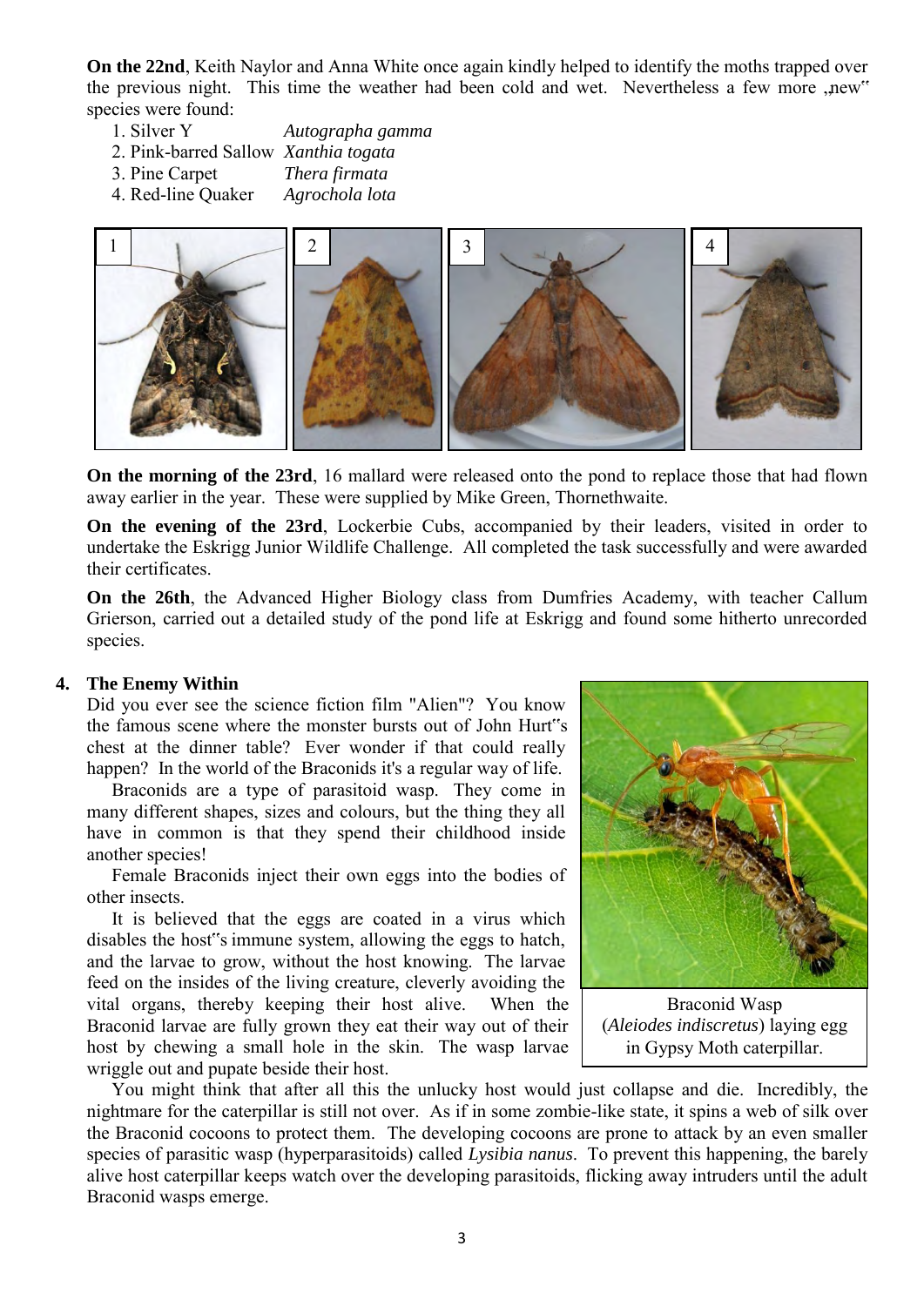**On the 22nd**, Keith Naylor and Anna White once again kindly helped to identify the moths trapped over the previous night. This time the weather had been cold and wet. Nevertheless a few more „new" species were found:

1. Silver Y *Autographa gamma*
2. Pink-barred Sallow *Xanthia togata*
3. Pine Carpet *Thera firmata*
4. Red-line Quaker *Agrochola lota*

**On the morning of the 23rd**, 16 mallard were released onto the pond to replace those that had flown away earlier in the year. These were supplied by Mike Green, Thornethwaite.

**On the evening of the 23rd**, Lockerbie Cubs, accompanied by their leaders, visited in order to undertake the Eskrigg Junior Wildlife Challenge. All completed the task successfully and were awarded their certificates.

**On the 26th**, the Advanced Higher Biology class from Dumfries Academy, with teacher Callum Grierson, carried out a detailed study of the pond life at Eskrigg and found some hitherto unrecorded species.

## 4. The Enemy Within

Did you ever see the science fiction film "Alien"? You know the famous scene where the monster bursts out of John Hurt"s chest at the dinner table? Ever wonder if that could really happen? In the world of the Braconids it's a regular way of life.

Braconids are a type of parasitoid wasp. They come in many different shapes, sizes and colours, but the thing they all have in common is that they spend their childhood inside another species!

Female Braconids inject their own eggs into the bodies of other insects.

It is believed that the eggs are coated in a virus which disables the host"s immune system, allowing the eggs to hatch, and the larvae to grow, without the host knowing. The larvae feed on the insides of the living creature, cleverly avoiding the vital organs, thereby keeping their host alive. When the Braconid larvae are fully grown they eat their way out of their host by chewing a small hole in the skin. The wasp larvae wriggle out and pupate beside their host.

Braconid Wasp (*Aleiodes indiscretus*) laying egg in Gypsy Moth caterpillar.

You might think that after all this the unlucky host would just collapse and die. Incredibly, the nightmare for the caterpillar is still not over. As if in some zombie-like state, it spins a web of silk over the Braconid cocoons to protect them. The developing cocoons are prone to attack by an even smaller species of parasitic wasp (hyperparasitoids) called *Lysibia nanus*. To prevent this happening, the barely alive host caterpillar keeps watch over the developing parasitoids, flicking away intruders until the adult Braconid wasps emerge.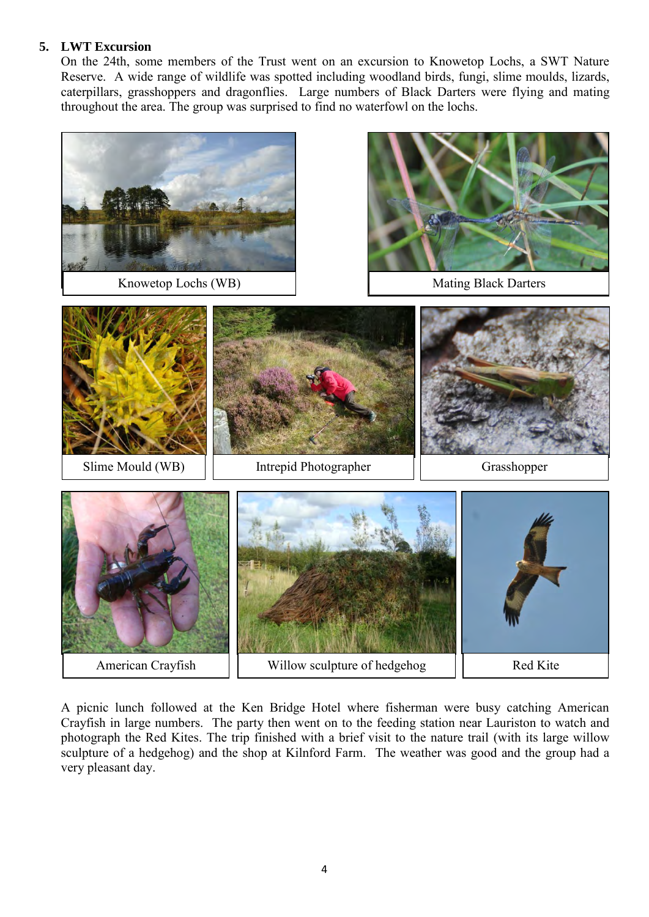## 5. LWT Excursion

On the 24th, some members of the Trust went on an excursion to Knowetop Lochs, a SWT Nature Reserve. A wide range of wildlife was spotted including woodland birds, fungi, slime moulds, lizards, caterpillars, grasshoppers and dragonflies. Large numbers of Black Darters were flying and mating throughout the area. The group was surprised to find no waterfowl on the lochs.

Knowetop Lochs (WB)

Mating Black Darters

Slime Mould (WB)

Intrepid Photographer

Grasshopper

American Crayfish

Willow sculpture of hedgehog

Red Kite

A picnic lunch followed at the Ken Bridge Hotel where fisherman were busy catching American Crayfish in large numbers. The party then went on to the feeding station near Lauriston to watch and photograph the Red Kites. The trip finished with a brief visit to the nature trail (with its large willow sculpture of a hedgehog) and the shop at Kilnford Farm. The weather was good and the group had a very pleasant day.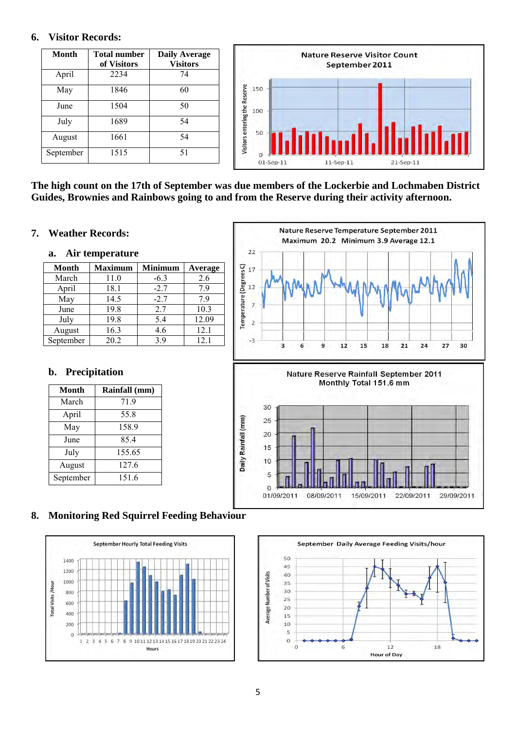## 6. Visitor Records:

| Month | Total number of Visitors | Daily Average Visitors |
|---|---|---|
| April | 2234 | 74 |
| May | 1846 | 60 |
| June | 1504 | 50 |
| July | 1689 | 54 |
| August | 1661 | 54 |
| September | 1515 | 51 |

Nature Reserve Visitor Count
September 2011
Visitors entering the Reserve
150
100
50
0
01-Sep-11
11-Sep-11
21-Sep-11

**The high count on the 17th of September was due members of the Lockerbie and Lochmaben District Guides, Brownies and Rainbows going to and from the Reserve during their activity afternoon.**

## 7. Weather Records:

### a. Air temperature

| Month | Maximum | Minimum | Average |
|---|---|---|---|
| March | 11.0 | -6.3 | 2.6 |
| April | 18.1 | -2.7 | 7.9 |
| May | 14.5 | -2.7 | 7.9 |
| June | 19.8 | 2.7 | 10.3 |
| July | 19.8 | 5.4 | 12.09 |
| August | 16.3 | 4.6 | 12.1 |
| September | 20.2 | 3.9 | 12.1 |

Nature Reserve Temperature September 2011
Maximum 20.2 Minimum 3.9 Average 12.1
Temperature (Degrees C)
22
17
12
7
2
-3
3 6 9 12 15 18 21 24 27 30

### b. Precipitation

| Month | Rainfall (mm) |
|---|---|
| March | 71.9 |
| April | 55.8 |
| May | 158.9 |
| June | 85.4 |
| July | 155.65 |
| August | 127.6 |
| September | 151.6 |

Nature Reserve Rainfall September 2011
Monthly Total 151.6 mm
Daily Rainfall (mm)
30
25
20
15
10
5
0
01/09/2011 08/09/2011 15/09/2011 22/09/2011 29/09/2011

## 8. Monitoring Red Squirrel Feeding Behaviour

September Hourly Total Feeding Visits
Total Visits /Hour
1400
1200
1000
800
600
400
200
0
1 2 3 4 5 6 7 8 9 10 11 12 13 14 15 16 17 18 19 20 21 22 23 24
Hours

September Daily Average Feeding Visits/hour
Average Number of Visits
50
45
40
35
30
25
20
15
10
5
0
0 6 12 18
Hour of Day